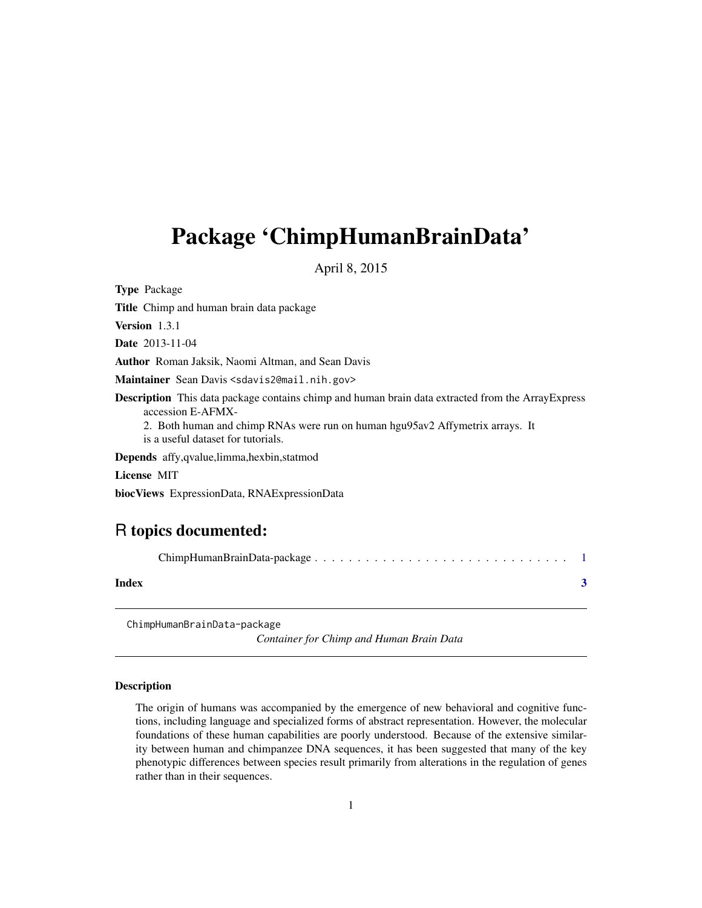# Package 'ChimpHumanBrainData'

April 8, 2015

**Type** Package

**Title** Chimp and human brain data package

**Version** 1.3.1

**Date** 2013-11-04

**Author** Roman Jaksik, Naomi Altman, and Sean Davis

**Maintainer** Sean Davis <sdavis2@mail.nih.gov>

**Description** This data package contains chimp and human brain data extracted from the ArrayExpress accession E-AFMX-
2. Both human and chimp RNAs were run on human hgu95av2 Affymetrix arrays. It is a useful dataset for tutorials.

**Depends** affy,qvalue,limma,hexbin,statmod

**License** MIT

**biocViews** ExpressionData, RNAExpressionData

## R topics documented:

ChimpHumanBrainData-package . . . . . . . . . . . . . . . . . . . . . . . . . . . . . . 1

**Index** **3**

---

ChimpHumanBrainData-package *Container for Chimp and Human Brain Data*

---

### Description

The origin of humans was accompanied by the emergence of new behavioral and cognitive functions, including language and specialized forms of abstract representation. However, the molecular foundations of these human capabilities are poorly understood. Because of the extensive similarity between human and chimpanzee DNA sequences, it has been suggested that many of the key phenotypic differences between species result primarily from alterations in the regulation of genes rather than in their sequences.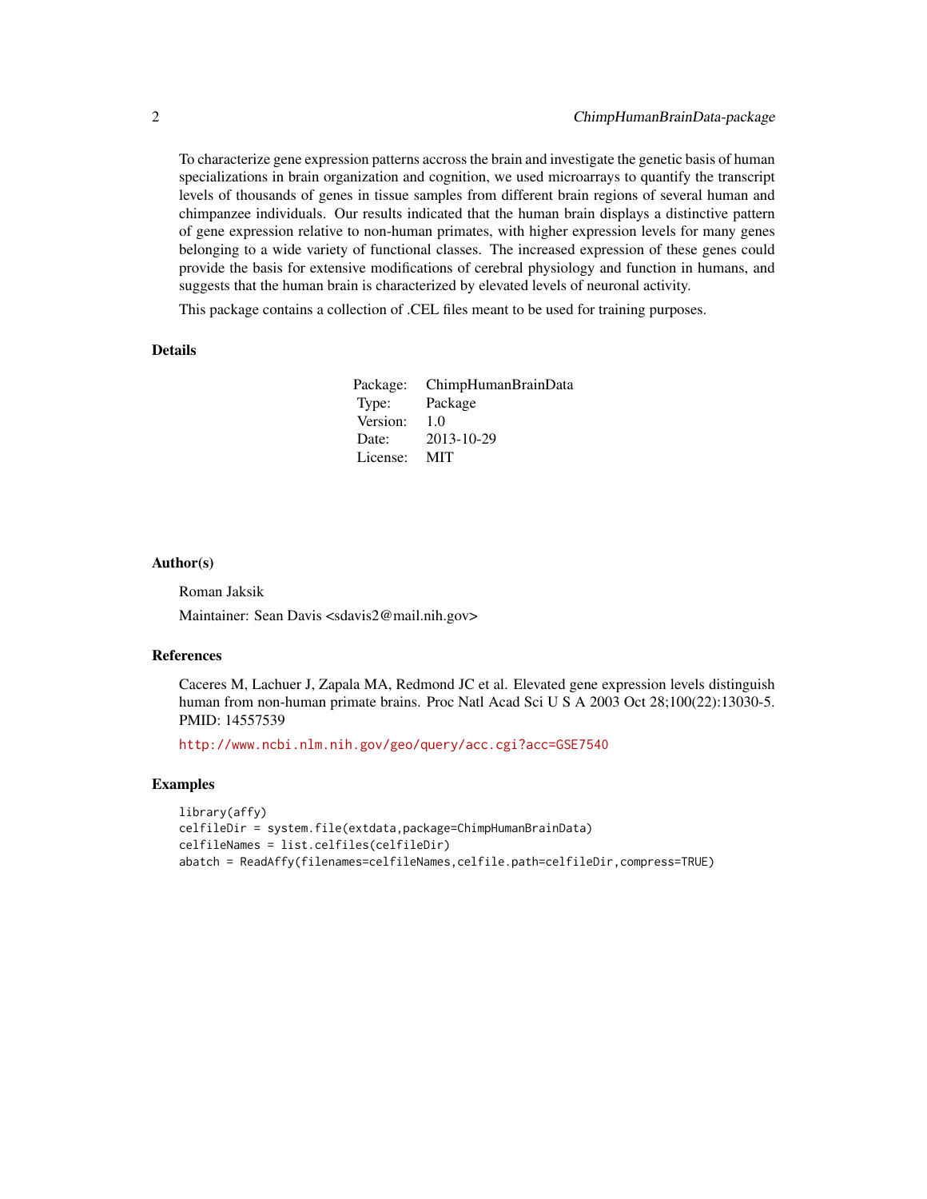To characterize gene expression patterns accross the brain and investigate the genetic basis of human specializations in brain organization and cognition, we used microarrays to quantify the transcript levels of thousands of genes in tissue samples from different brain regions of several human and chimpanzee individuals. Our results indicated that the human brain displays a distinctive pattern of gene expression relative to non-human primates, with higher expression levels for many genes belonging to a wide variety of functional classes. The increased expression of these genes could provide the basis for extensive modifications of cerebral physiology and function in humans, and suggests that the human brain is characterized by elevated levels of neuronal activity.

This package contains a collection of .CEL files meant to be used for training purposes.

## Details

| | |
|---|---|
| Package: | ChimpHumanBrainData |
| Type: | Package |
| Version: | 1.0 |
| Date: | 2013-10-29 |
| License: | MIT |

## Author(s)

Roman Jaksik

Maintainer: Sean Davis <sdavis2@mail.nih.gov>

## References

Caceres M, Lachuer J, Zapala MA, Redmond JC et al. Elevated gene expression levels distinguish human from non-human primate brains. Proc Natl Acad Sci U S A 2003 Oct 28;100(22):13030-5. PMID: 14557539

http://www.ncbi.nlm.nih.gov/geo/query/acc.cgi?acc=GSE7540

## Examples

```
library(affy)
celfileDir = system.file(extdata,package=ChimpHumanBrainData)
celfileNames = list.celfiles(celfileDir)
abatch = ReadAffy(filenames=celfileNames,celfile.path=celfileDir,compress=TRUE)
```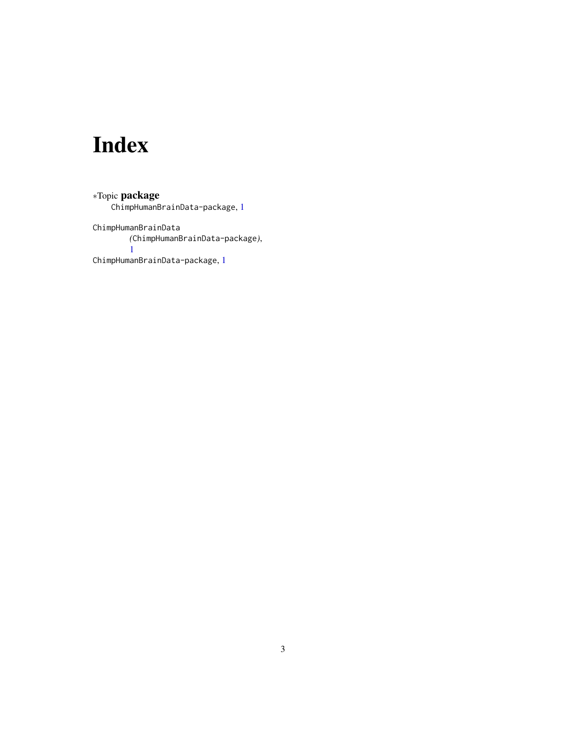# Index

∗Topic **package**
    ChimpHumanBrainData-package, 1

ChimpHumanBrainData
        (ChimpHumanBrainData-package),
        1
ChimpHumanBrainData-package, 1